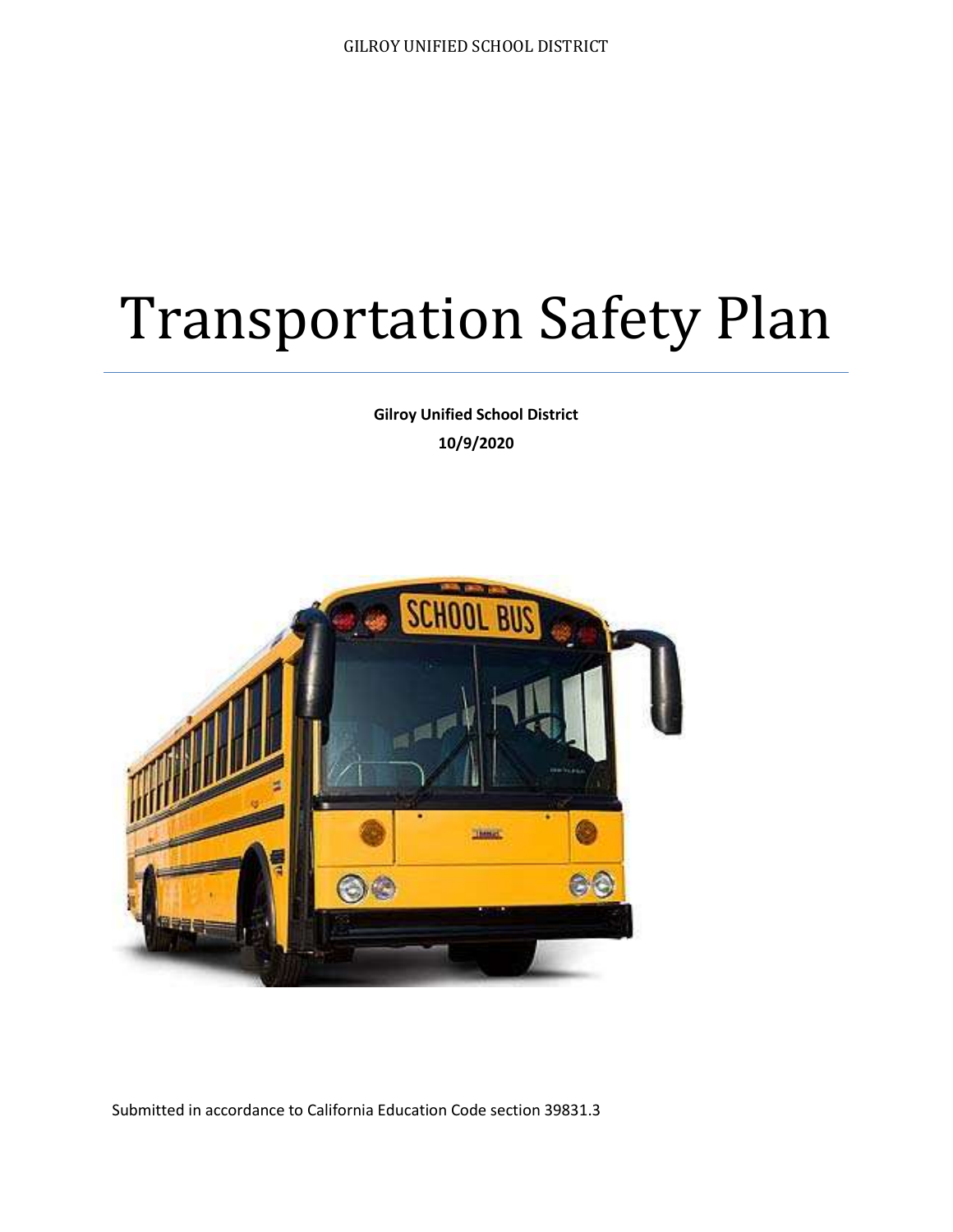# Transportation Safety Plan

**Gilroy Unified School District**
**10/9/2020**

Submitted in accordance to California Education Code section 39831.3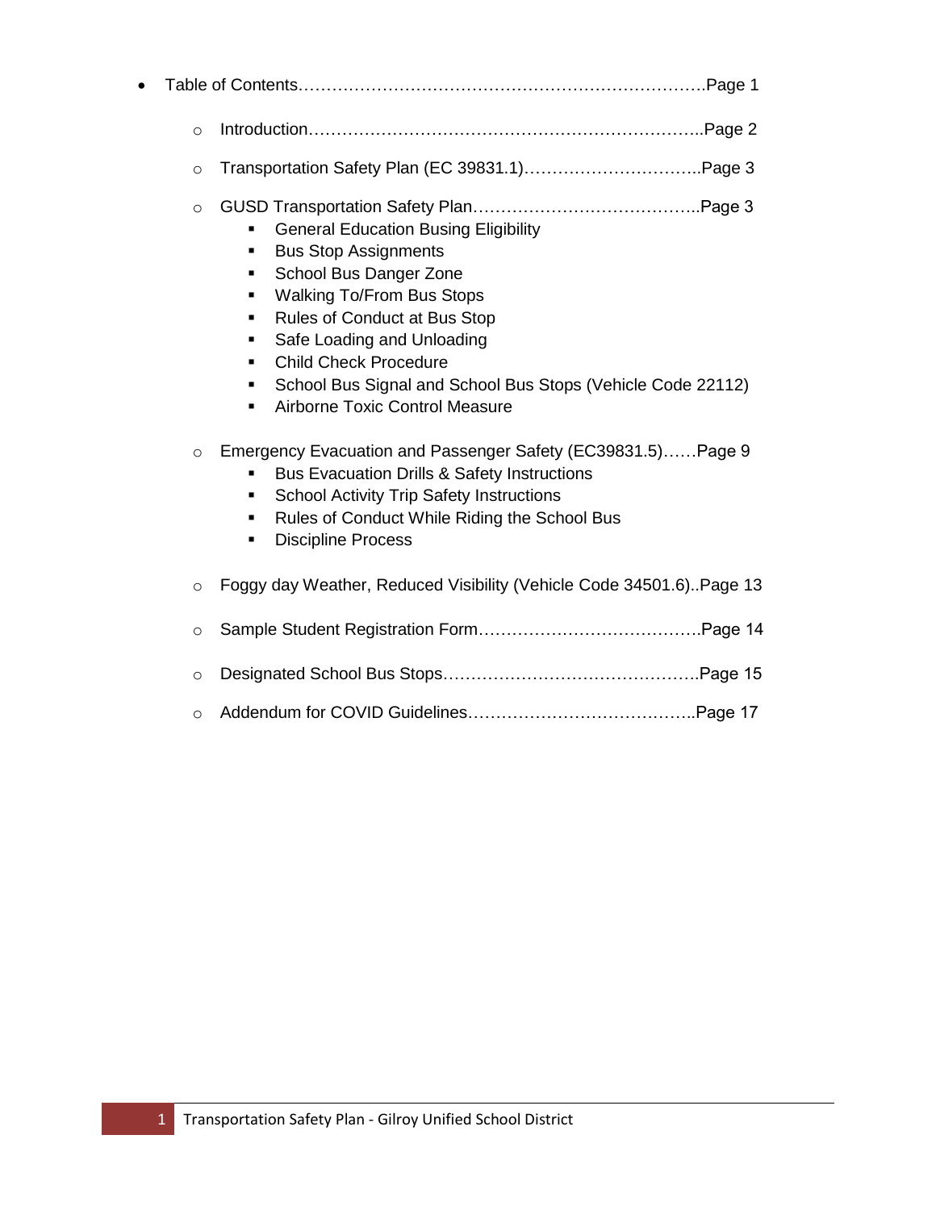- Table of Contents……………………………………………………………….Page 1
  - Introduction……………………………………………………………..Page 2
  - Transportation Safety Plan (EC 39831.1)…………………………..Page 3
  - GUSD Transportation Safety Plan…………………………………..Page 3
    - General Education Busing Eligibility
    - Bus Stop Assignments
    - School Bus Danger Zone
    - Walking To/From Bus Stops
    - Rules of Conduct at Bus Stop
    - Safe Loading and Unloading
    - Child Check Procedure
    - School Bus Signal and School Bus Stops (Vehicle Code 22112)
    - Airborne Toxic Control Measure
  - Emergency Evacuation and Passenger Safety (EC39831.5)……Page 9
    - Bus Evacuation Drills & Safety Instructions
    - School Activity Trip Safety Instructions
    - Rules of Conduct While Riding the School Bus
    - Discipline Process
  - Foggy day Weather, Reduced Visibility (Vehicle Code 34501.6)..Page 13
  - Sample Student Registration Form………………………………….Page 14
  - Designated School Bus Stops……………………………………….Page 15
  - Addendum for COVID Guidelines…………………………………..Page 17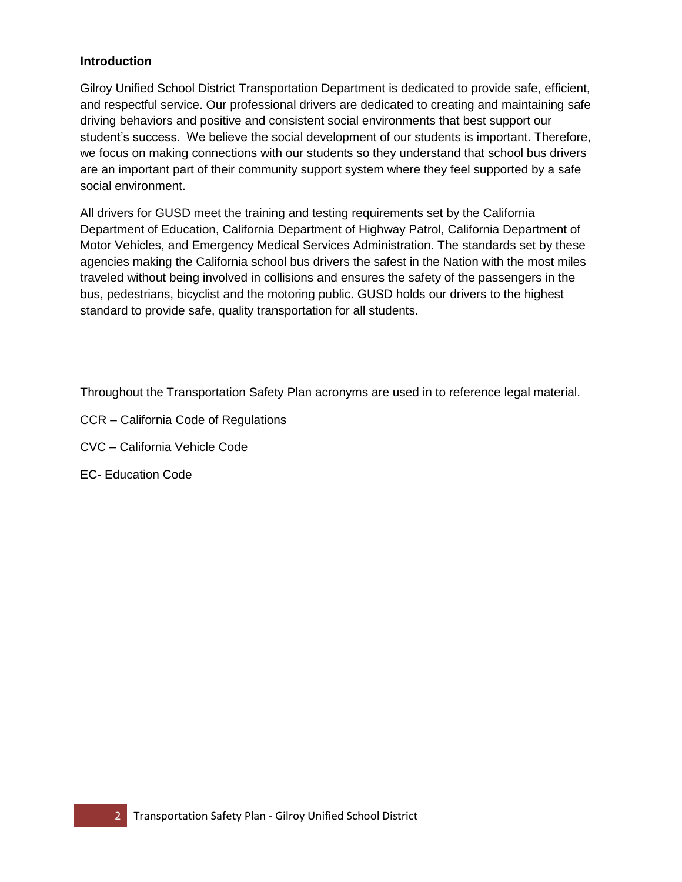**Introduction**

Gilroy Unified School District Transportation Department is dedicated to provide safe, efficient, and respectful service. Our professional drivers are dedicated to creating and maintaining safe driving behaviors and positive and consistent social environments that best support our student's success. We believe the social development of our students is important. Therefore, we focus on making connections with our students so they understand that school bus drivers are an important part of their community support system where they feel supported by a safe social environment.

All drivers for GUSD meet the training and testing requirements set by the California Department of Education, California Department of Highway Patrol, California Department of Motor Vehicles, and Emergency Medical Services Administration. The standards set by these agencies making the California school bus drivers the safest in the Nation with the most miles traveled without being involved in collisions and ensures the safety of the passengers in the bus, pedestrians, bicyclist and the motoring public. GUSD holds our drivers to the highest standard to provide safe, quality transportation for all students.

Throughout the Transportation Safety Plan acronyms are used in to reference legal material.

CCR – California Code of Regulations

CVC – California Vehicle Code

EC- Education Code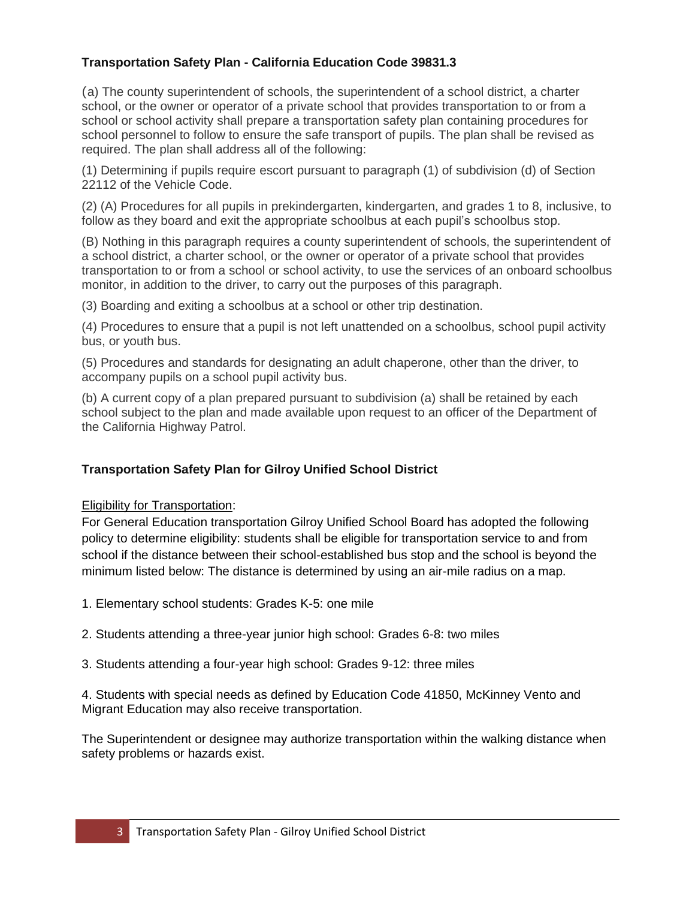**Transportation Safety Plan - California Education Code 39831.3**

(a) The county superintendent of schools, the superintendent of a school district, a charter school, or the owner or operator of a private school that provides transportation to or from a school or school activity shall prepare a transportation safety plan containing procedures for school personnel to follow to ensure the safe transport of pupils. The plan shall be revised as required. The plan shall address all of the following:

(1) Determining if pupils require escort pursuant to paragraph (1) of subdivision (d) of Section 22112 of the Vehicle Code.

(2) (A) Procedures for all pupils in prekindergarten, kindergarten, and grades 1 to 8, inclusive, to follow as they board and exit the appropriate schoolbus at each pupil's schoolbus stop.

(B) Nothing in this paragraph requires a county superintendent of schools, the superintendent of a school district, a charter school, or the owner or operator of a private school that provides transportation to or from a school or school activity, to use the services of an onboard schoolbus monitor, in addition to the driver, to carry out the purposes of this paragraph.

(3) Boarding and exiting a schoolbus at a school or other trip destination.

(4) Procedures to ensure that a pupil is not left unattended on a schoolbus, school pupil activity bus, or youth bus.

(5) Procedures and standards for designating an adult chaperone, other than the driver, to accompany pupils on a school pupil activity bus.

(b) A current copy of a plan prepared pursuant to subdivision (a) shall be retained by each school subject to the plan and made available upon request to an officer of the Department of the California Highway Patrol.

**Transportation Safety Plan for Gilroy Unified School District**

Eligibility for Transportation:
For General Education transportation Gilroy Unified School Board has adopted the following policy to determine eligibility: students shall be eligible for transportation service to and from school if the distance between their school-established bus stop and the school is beyond the minimum listed below: The distance is determined by using an air-mile radius on a map.

1. Elementary school students: Grades K-5: one mile

2. Students attending a three-year junior high school: Grades 6-8: two miles

3. Students attending a four-year high school: Grades 9-12: three miles

4. Students with special needs as defined by Education Code 41850, McKinney Vento and Migrant Education may also receive transportation.

The Superintendent or designee may authorize transportation within the walking distance when safety problems or hazards exist.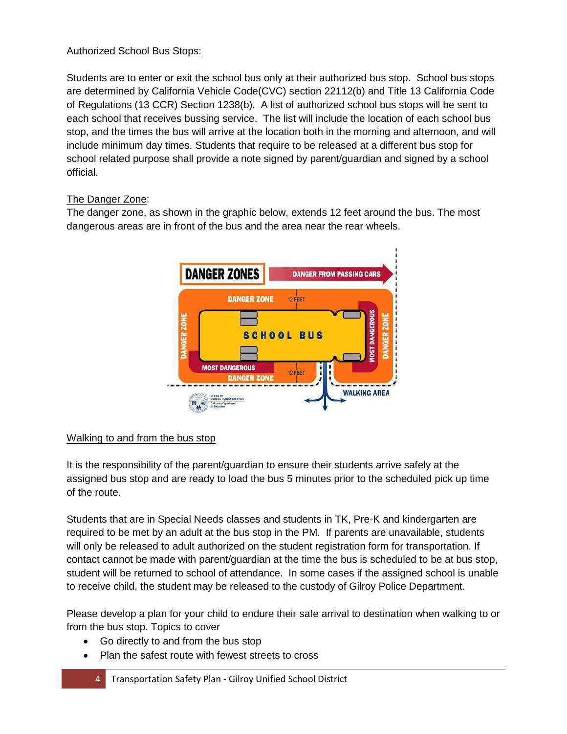## Authorized School Bus Stops:

Students are to enter or exit the school bus only at their authorized bus stop. School bus stops are determined by California Vehicle Code(CVC) section 22112(b) and Title 13 California Code of Regulations (13 CCR) Section 1238(b). A list of authorized school bus stops will be sent to each school that receives bussing service. The list will include the location of each school bus stop, and the times the bus will arrive at the location both in the morning and afternoon, and will include minimum day times. Students that require to be released at a different bus stop for school related purpose shall provide a note signed by parent/guardian and signed by a school official.

## The Danger Zone:

The danger zone, as shown in the graphic below, extends 12 feet around the bus. The most dangerous areas are in front of the bus and the area near the rear wheels.

## Walking to and from the bus stop

It is the responsibility of the parent/guardian to ensure their students arrive safely at the assigned bus stop and are ready to load the bus 5 minutes prior to the scheduled pick up time of the route.

Students that are in Special Needs classes and students in TK, Pre-K and kindergarten are required to be met by an adult at the bus stop in the PM. If parents are unavailable, students will only be released to adult authorized on the student registration form for transportation. If contact cannot be made with parent/guardian at the time the bus is scheduled to be at bus stop, student will be returned to school of attendance. In some cases if the assigned school is unable to receive child, the student may be released to the custody of Gilroy Police Department.

Please develop a plan for your child to endure their safe arrival to destination when walking to or from the bus stop. Topics to cover

- Go directly to and from the bus stop
- Plan the safest route with fewest streets to cross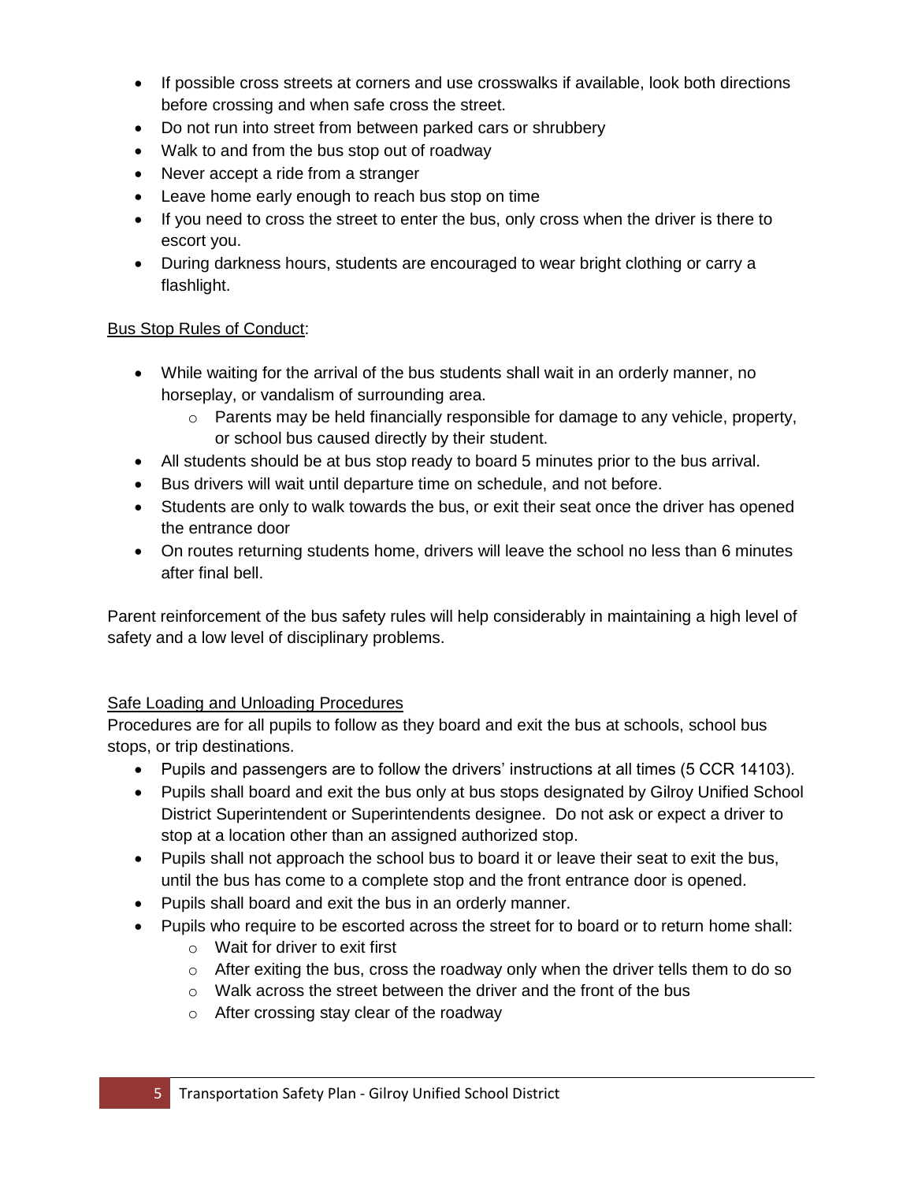- If possible cross streets at corners and use crosswalks if available, look both directions before crossing and when safe cross the street.
- Do not run into street from between parked cars or shrubbery
- Walk to and from the bus stop out of roadway
- Never accept a ride from a stranger
- Leave home early enough to reach bus stop on time
- If you need to cross the street to enter the bus, only cross when the driver is there to escort you.
- During darkness hours, students are encouraged to wear bright clothing or carry a flashlight.

<u>Bus Stop Rules of Conduct</u>:

- While waiting for the arrival of the bus students shall wait in an orderly manner, no horseplay, or vandalism of surrounding area.
    - Parents may be held financially responsible for damage to any vehicle, property, or school bus caused directly by their student.
- All students should be at bus stop ready to board 5 minutes prior to the bus arrival.
- Bus drivers will wait until departure time on schedule, and not before.
- Students are only to walk towards the bus, or exit their seat once the driver has opened the entrance door
- On routes returning students home, drivers will leave the school no less than 6 minutes after final bell.

Parent reinforcement of the bus safety rules will help considerably in maintaining a high level of safety and a low level of disciplinary problems.

<u>Safe Loading and Unloading Procedures</u>

Procedures are for all pupils to follow as they board and exit the bus at schools, school bus stops, or trip destinations.

- Pupils and passengers are to follow the drivers' instructions at all times (5 CCR 14103).
- Pupils shall board and exit the bus only at bus stops designated by Gilroy Unified School District Superintendent or Superintendents designee. Do not ask or expect a driver to stop at a location other than an assigned authorized stop.
- Pupils shall not approach the school bus to board it or leave their seat to exit the bus, until the bus has come to a complete stop and the front entrance door is opened.
- Pupils shall board and exit the bus in an orderly manner.
- Pupils who require to be escorted across the street for to board or to return home shall:
    - Wait for driver to exit first
    - After exiting the bus, cross the roadway only when the driver tells them to do so
    - Walk across the street between the driver and the front of the bus
    - After crossing stay clear of the roadway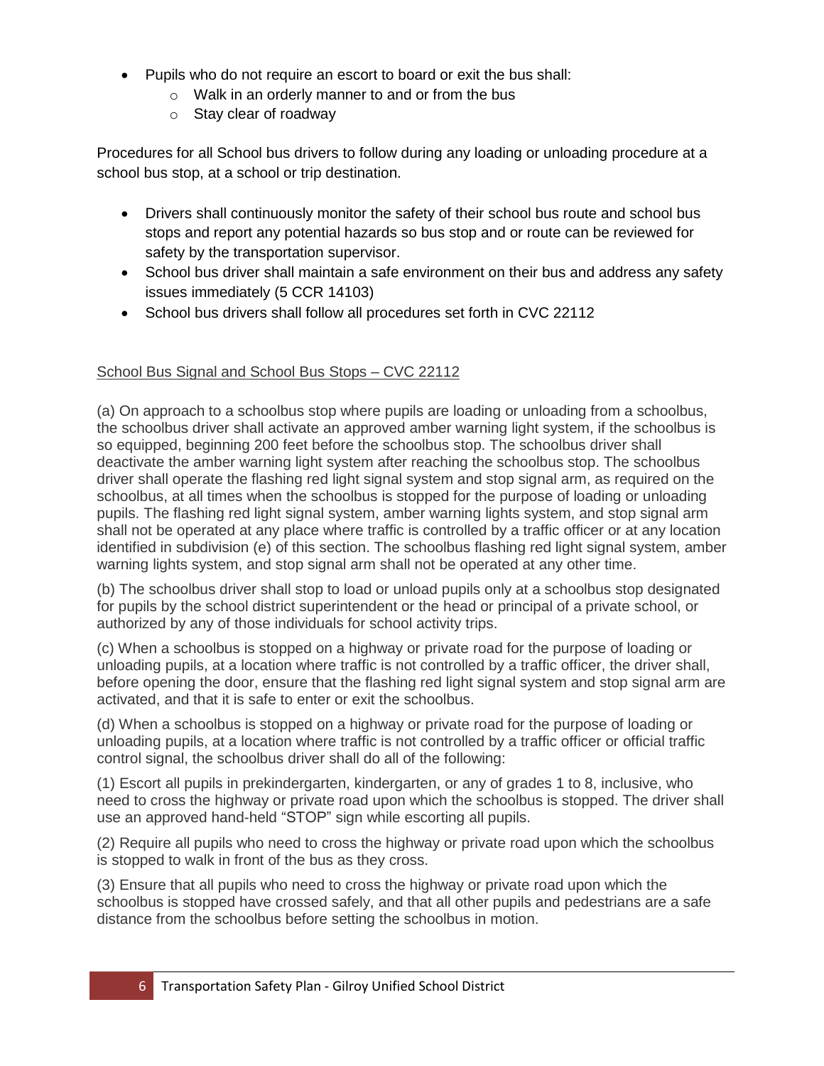- Pupils who do not require an escort to board or exit the bus shall:
  - Walk in an orderly manner to and or from the bus
  - Stay clear of roadway

Procedures for all School bus drivers to follow during any loading or unloading procedure at a school bus stop, at a school or trip destination.

- Drivers shall continuously monitor the safety of their school bus route and school bus stops and report any potential hazards so bus stop and or route can be reviewed for safety by the transportation supervisor.
- School bus driver shall maintain a safe environment on their bus and address any safety issues immediately (5 CCR 14103)
- School bus drivers shall follow all procedures set forth in CVC 22112

School Bus Signal and School Bus Stops – CVC 22112

(a) On approach to a schoolbus stop where pupils are loading or unloading from a schoolbus, the schoolbus driver shall activate an approved amber warning light system, if the schoolbus is so equipped, beginning 200 feet before the schoolbus stop. The schoolbus driver shall deactivate the amber warning light system after reaching the schoolbus stop. The schoolbus driver shall operate the flashing red light signal system and stop signal arm, as required on the schoolbus, at all times when the schoolbus is stopped for the purpose of loading or unloading pupils. The flashing red light signal system, amber warning lights system, and stop signal arm shall not be operated at any place where traffic is controlled by a traffic officer or at any location identified in subdivision (e) of this section. The schoolbus flashing red light signal system, amber warning lights system, and stop signal arm shall not be operated at any other time.

(b) The schoolbus driver shall stop to load or unload pupils only at a schoolbus stop designated for pupils by the school district superintendent or the head or principal of a private school, or authorized by any of those individuals for school activity trips.

(c) When a schoolbus is stopped on a highway or private road for the purpose of loading or unloading pupils, at a location where traffic is not controlled by a traffic officer, the driver shall, before opening the door, ensure that the flashing red light signal system and stop signal arm are activated, and that it is safe to enter or exit the schoolbus.

(d) When a schoolbus is stopped on a highway or private road for the purpose of loading or unloading pupils, at a location where traffic is not controlled by a traffic officer or official traffic control signal, the schoolbus driver shall do all of the following:

(1) Escort all pupils in prekindergarten, kindergarten, or any of grades 1 to 8, inclusive, who need to cross the highway or private road upon which the schoolbus is stopped. The driver shall use an approved hand-held "STOP" sign while escorting all pupils.

(2) Require all pupils who need to cross the highway or private road upon which the schoolbus is stopped to walk in front of the bus as they cross.

(3) Ensure that all pupils who need to cross the highway or private road upon which the schoolbus is stopped have crossed safely, and that all other pupils and pedestrians are a safe distance from the schoolbus before setting the schoolbus in motion.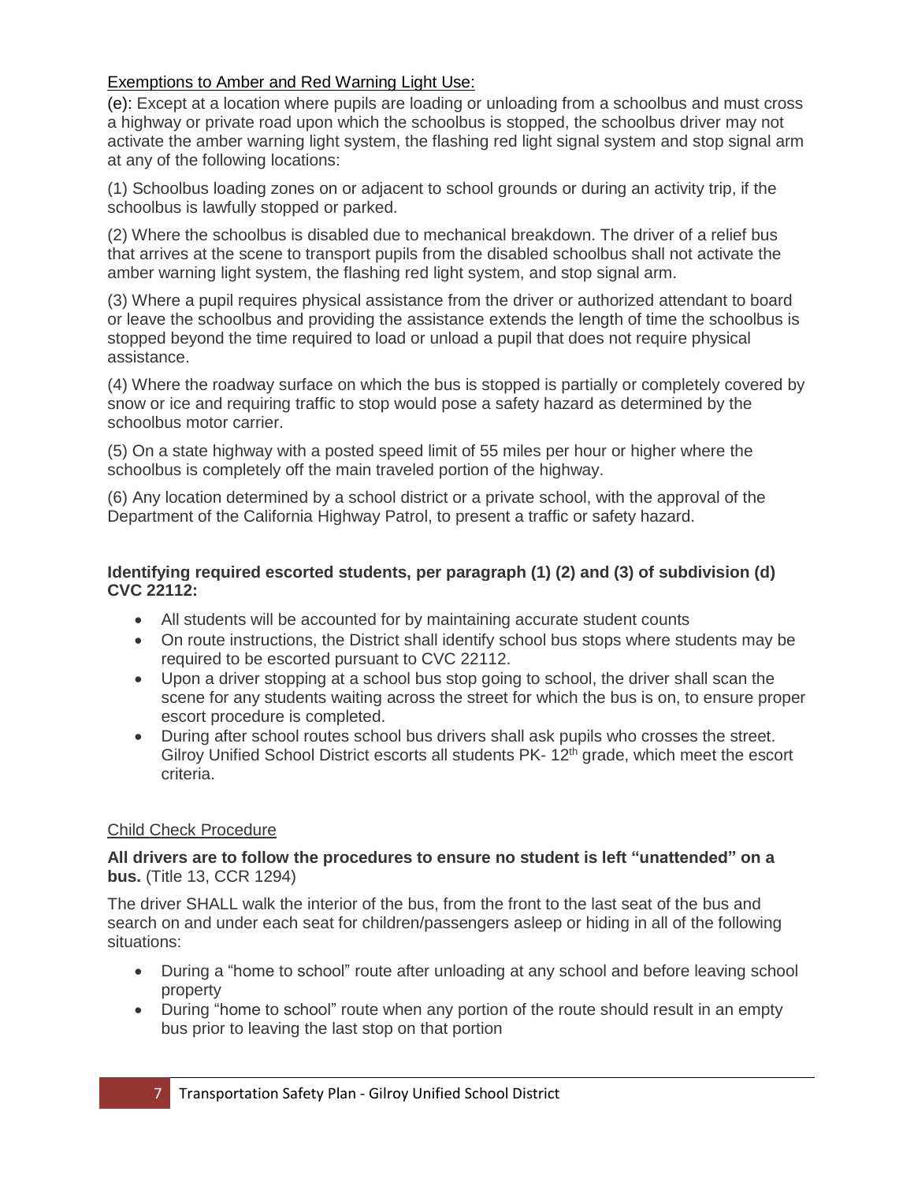Exemptions to Amber and Red Warning Light Use:

(e): Except at a location where pupils are loading or unloading from a schoolbus and must cross a highway or private road upon which the schoolbus is stopped, the schoolbus driver may not activate the amber warning light system, the flashing red light signal system and stop signal arm at any of the following locations:

(1) Schoolbus loading zones on or adjacent to school grounds or during an activity trip, if the schoolbus is lawfully stopped or parked.

(2) Where the schoolbus is disabled due to mechanical breakdown. The driver of a relief bus that arrives at the scene to transport pupils from the disabled schoolbus shall not activate the amber warning light system, the flashing red light system, and stop signal arm.

(3) Where a pupil requires physical assistance from the driver or authorized attendant to board or leave the schoolbus and providing the assistance extends the length of time the schoolbus is stopped beyond the time required to load or unload a pupil that does not require physical assistance.

(4) Where the roadway surface on which the bus is stopped is partially or completely covered by snow or ice and requiring traffic to stop would pose a safety hazard as determined by the schoolbus motor carrier.

(5) On a state highway with a posted speed limit of 55 miles per hour or higher where the schoolbus is completely off the main traveled portion of the highway.

(6) Any location determined by a school district or a private school, with the approval of the Department of the California Highway Patrol, to present a traffic or safety hazard.

**Identifying required escorted students, per paragraph (1) (2) and (3) of subdivision (d) CVC 22112:**

- All students will be accounted for by maintaining accurate student counts
- On route instructions, the District shall identify school bus stops where students may be required to be escorted pursuant to CVC 22112.
- Upon a driver stopping at a school bus stop going to school, the driver shall scan the scene for any students waiting across the street for which the bus is on, to ensure proper escort procedure is completed.
- During after school routes school bus drivers shall ask pupils who crosses the street. Gilroy Unified School District escorts all students PK- 12th grade, which meet the escort criteria.

Child Check Procedure

**All drivers are to follow the procedures to ensure no student is left "unattended" on a bus.** (Title 13, CCR 1294)

The driver SHALL walk the interior of the bus, from the front to the last seat of the bus and search on and under each seat for children/passengers asleep or hiding in all of the following situations:

- During a "home to school" route after unloading at any school and before leaving school property
- During "home to school" route when any portion of the route should result in an empty bus prior to leaving the last stop on that portion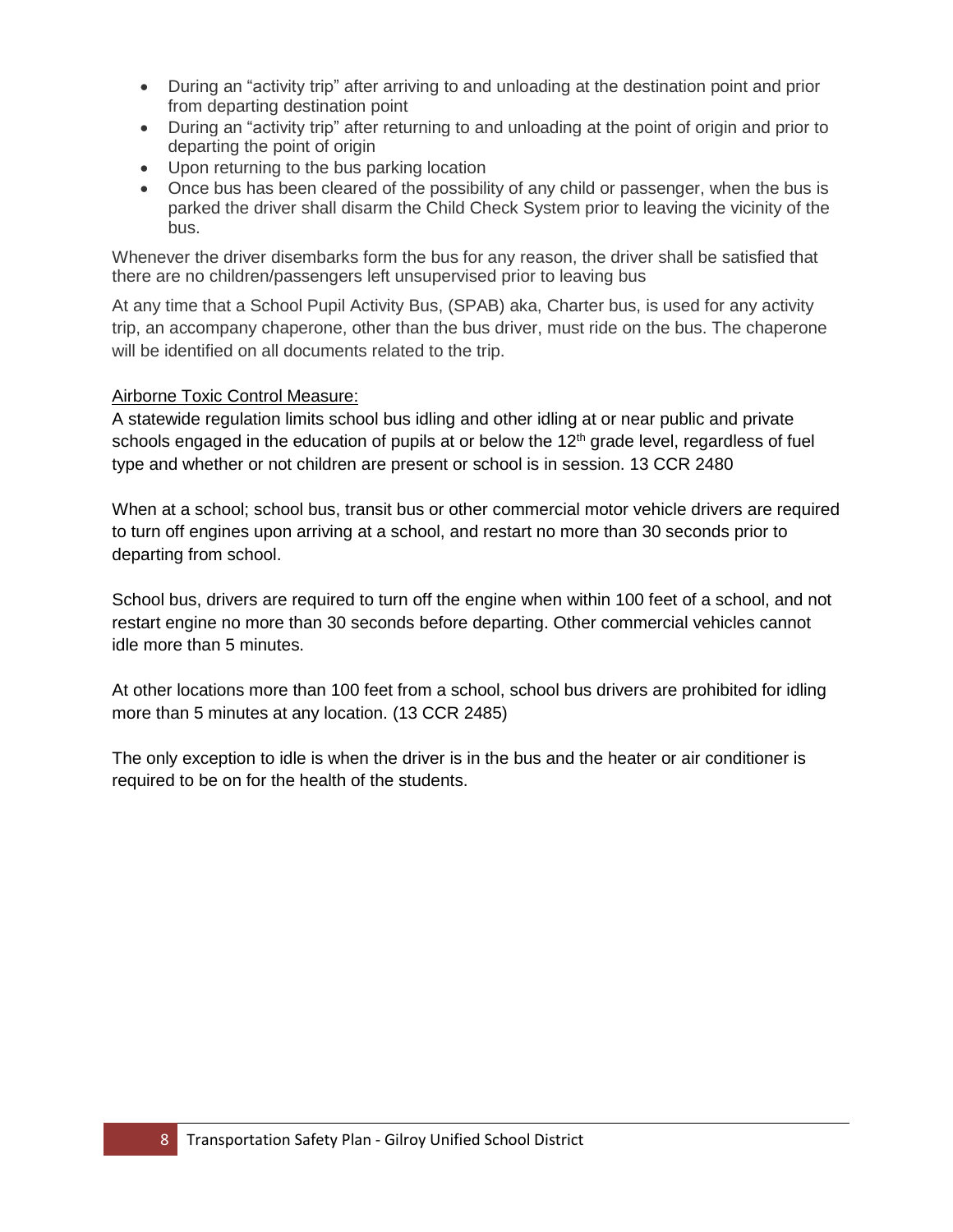- During an "activity trip" after arriving to and unloading at the destination point and prior from departing destination point
- During an "activity trip" after returning to and unloading at the point of origin and prior to departing the point of origin
- Upon returning to the bus parking location
- Once bus has been cleared of the possibility of any child or passenger, when the bus is parked the driver shall disarm the Child Check System prior to leaving the vicinity of the bus.

Whenever the driver disembarks form the bus for any reason, the driver shall be satisfied that there are no children/passengers left unsupervised prior to leaving bus

At any time that a School Pupil Activity Bus, (SPAB) aka, Charter bus, is used for any activity trip, an accompany chaperone, other than the bus driver, must ride on the bus. The chaperone will be identified on all documents related to the trip.

<u>Airborne Toxic Control Measure:</u>

A statewide regulation limits school bus idling and other idling at or near public and private schools engaged in the education of pupils at or below the 12th grade level, regardless of fuel type and whether or not children are present or school is in session. 13 CCR 2480

When at a school; school bus, transit bus or other commercial motor vehicle drivers are required to turn off engines upon arriving at a school, and restart no more than 30 seconds prior to departing from school.

School bus, drivers are required to turn off the engine when within 100 feet of a school, and not restart engine no more than 30 seconds before departing. Other commercial vehicles cannot idle more than 5 minutes.

At other locations more than 100 feet from a school, school bus drivers are prohibited for idling more than 5 minutes at any location. (13 CCR 2485)

The only exception to idle is when the driver is in the bus and the heater or air conditioner is required to be on for the health of the students.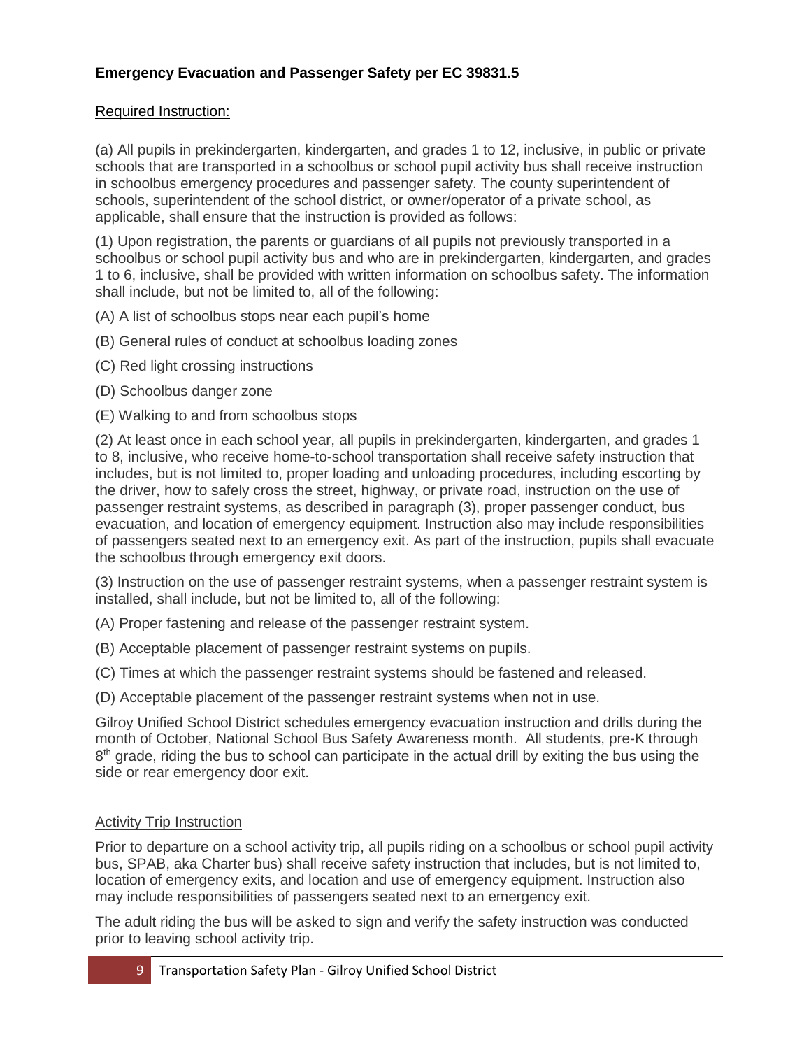**Emergency Evacuation and Passenger Safety per EC 39831.5**

Required Instruction:

(a) All pupils in prekindergarten, kindergarten, and grades 1 to 12, inclusive, in public or private schools that are transported in a schoolbus or school pupil activity bus shall receive instruction in schoolbus emergency procedures and passenger safety. The county superintendent of schools, superintendent of the school district, or owner/operator of a private school, as applicable, shall ensure that the instruction is provided as follows:

(1) Upon registration, the parents or guardians of all pupils not previously transported in a schoolbus or school pupil activity bus and who are in prekindergarten, kindergarten, and grades 1 to 6, inclusive, shall be provided with written information on schoolbus safety. The information shall include, but not be limited to, all of the following:

(A) A list of schoolbus stops near each pupil's home

(B) General rules of conduct at schoolbus loading zones

(C) Red light crossing instructions

(D) Schoolbus danger zone

(E) Walking to and from schoolbus stops

(2) At least once in each school year, all pupils in prekindergarten, kindergarten, and grades 1 to 8, inclusive, who receive home-to-school transportation shall receive safety instruction that includes, but is not limited to, proper loading and unloading procedures, including escorting by the driver, how to safely cross the street, highway, or private road, instruction on the use of passenger restraint systems, as described in paragraph (3), proper passenger conduct, bus evacuation, and location of emergency equipment. Instruction also may include responsibilities of passengers seated next to an emergency exit. As part of the instruction, pupils shall evacuate the schoolbus through emergency exit doors.

(3) Instruction on the use of passenger restraint systems, when a passenger restraint system is installed, shall include, but not be limited to, all of the following:

(A) Proper fastening and release of the passenger restraint system.

(B) Acceptable placement of passenger restraint systems on pupils.

(C) Times at which the passenger restraint systems should be fastened and released.

(D) Acceptable placement of the passenger restraint systems when not in use.

Gilroy Unified School District schedules emergency evacuation instruction and drills during the month of October, National School Bus Safety Awareness month. All students, pre-K through 8th grade, riding the bus to school can participate in the actual drill by exiting the bus using the side or rear emergency door exit.

Activity Trip Instruction

Prior to departure on a school activity trip, all pupils riding on a schoolbus or school pupil activity bus, SPAB, aka Charter bus) shall receive safety instruction that includes, but is not limited to, location of emergency exits, and location and use of emergency equipment. Instruction also may include responsibilities of passengers seated next to an emergency exit.

The adult riding the bus will be asked to sign and verify the safety instruction was conducted prior to leaving school activity trip.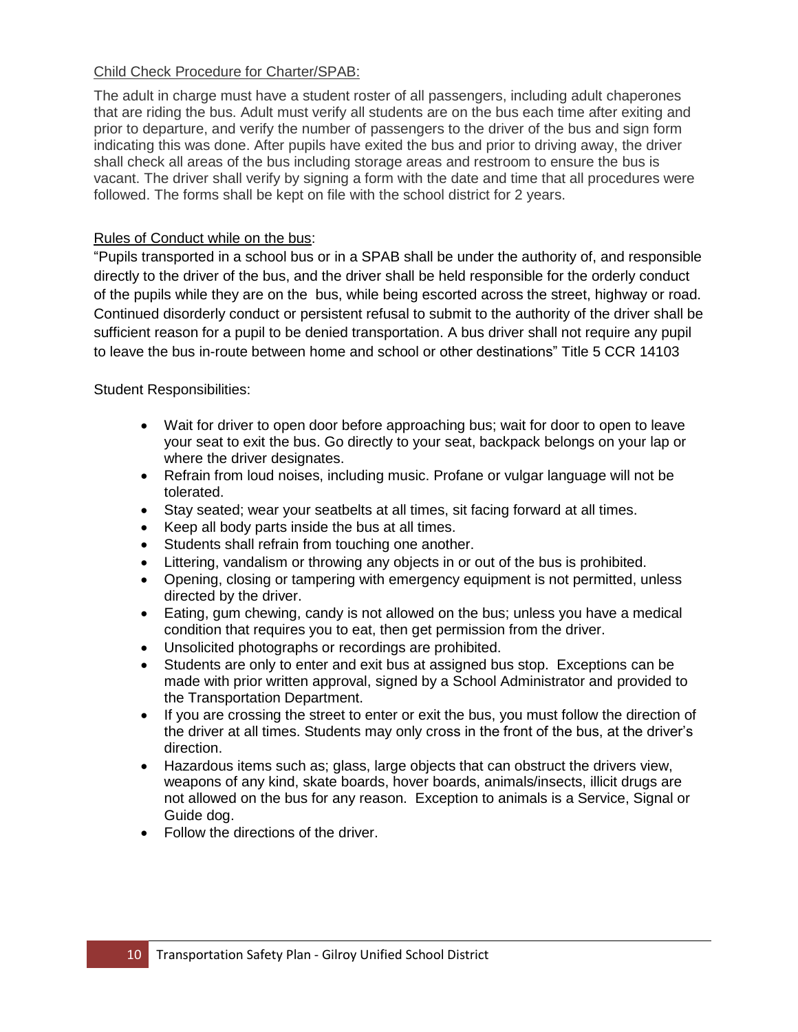Child Check Procedure for Charter/SPAB:

The adult in charge must have a student roster of all passengers, including adult chaperones that are riding the bus. Adult must verify all students are on the bus each time after exiting and prior to departure, and verify the number of passengers to the driver of the bus and sign form indicating this was done. After pupils have exited the bus and prior to driving away, the driver shall check all areas of the bus including storage areas and restroom to ensure the bus is vacant. The driver shall verify by signing a form with the date and time that all procedures were followed. The forms shall be kept on file with the school district for 2 years.

Rules of Conduct while on the bus:

"Pupils transported in a school bus or in a SPAB shall be under the authority of, and responsible directly to the driver of the bus, and the driver shall be held responsible for the orderly conduct of the pupils while they are on the bus, while being escorted across the street, highway or road. Continued disorderly conduct or persistent refusal to submit to the authority of the driver shall be sufficient reason for a pupil to be denied transportation. A bus driver shall not require any pupil to leave the bus in-route between home and school or other destinations" Title 5 CCR 14103

Student Responsibilities:

- Wait for driver to open door before approaching bus; wait for door to open to leave your seat to exit the bus. Go directly to your seat, backpack belongs on your lap or where the driver designates.
- Refrain from loud noises, including music. Profane or vulgar language will not be tolerated.
- Stay seated; wear your seatbelts at all times, sit facing forward at all times.
- Keep all body parts inside the bus at all times.
- Students shall refrain from touching one another.
- Littering, vandalism or throwing any objects in or out of the bus is prohibited.
- Opening, closing or tampering with emergency equipment is not permitted, unless directed by the driver.
- Eating, gum chewing, candy is not allowed on the bus; unless you have a medical condition that requires you to eat, then get permission from the driver.
- Unsolicited photographs or recordings are prohibited.
- Students are only to enter and exit bus at assigned bus stop. Exceptions can be made with prior written approval, signed by a School Administrator and provided to the Transportation Department.
- If you are crossing the street to enter or exit the bus, you must follow the direction of the driver at all times. Students may only cross in the front of the bus, at the driver's direction.
- Hazardous items such as; glass, large objects that can obstruct the drivers view, weapons of any kind, skate boards, hover boards, animals/insects, illicit drugs are not allowed on the bus for any reason. Exception to animals is a Service, Signal or Guide dog.
- Follow the directions of the driver.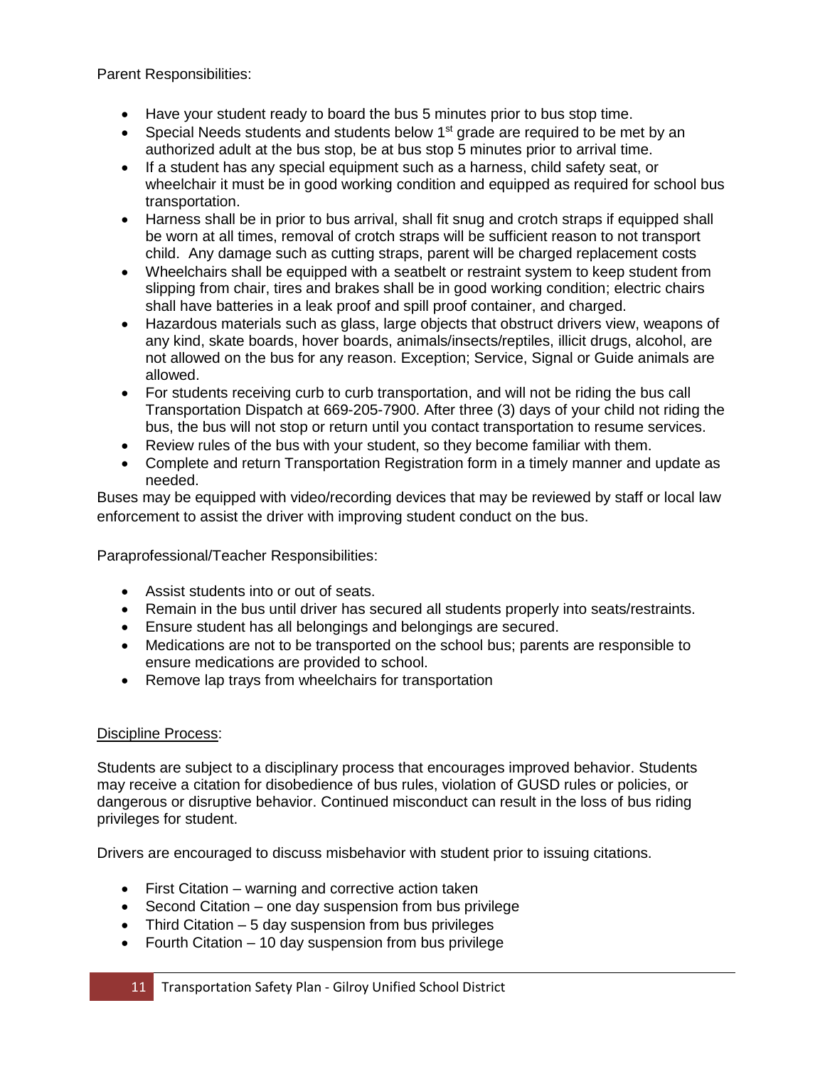Parent Responsibilities:

- Have your student ready to board the bus 5 minutes prior to bus stop time.
- Special Needs students and students below 1st grade are required to be met by an authorized adult at the bus stop, be at bus stop 5 minutes prior to arrival time.
- If a student has any special equipment such as a harness, child safety seat, or wheelchair it must be in good working condition and equipped as required for school bus transportation.
- Harness shall be in prior to bus arrival, shall fit snug and crotch straps if equipped shall be worn at all times, removal of crotch straps will be sufficient reason to not transport child. Any damage such as cutting straps, parent will be charged replacement costs
- Wheelchairs shall be equipped with a seatbelt or restraint system to keep student from slipping from chair, tires and brakes shall be in good working condition; electric chairs shall have batteries in a leak proof and spill proof container, and charged.
- Hazardous materials such as glass, large objects that obstruct drivers view, weapons of any kind, skate boards, hover boards, animals/insects/reptiles, illicit drugs, alcohol, are not allowed on the bus for any reason. Exception; Service, Signal or Guide animals are allowed.
- For students receiving curb to curb transportation, and will not be riding the bus call Transportation Dispatch at 669-205-7900. After three (3) days of your child not riding the bus, the bus will not stop or return until you contact transportation to resume services.
- Review rules of the bus with your student, so they become familiar with them.
- Complete and return Transportation Registration form in a timely manner and update as needed.

Buses may be equipped with video/recording devices that may be reviewed by staff or local law enforcement to assist the driver with improving student conduct on the bus.

Paraprofessional/Teacher Responsibilities:

- Assist students into or out of seats.
- Remain in the bus until driver has secured all students properly into seats/restraints.
- Ensure student has all belongings and belongings are secured.
- Medications are not to be transported on the school bus; parents are responsible to ensure medications are provided to school.
- Remove lap trays from wheelchairs for transportation

Discipline Process:

Students are subject to a disciplinary process that encourages improved behavior. Students may receive a citation for disobedience of bus rules, violation of GUSD rules or policies, or dangerous or disruptive behavior. Continued misconduct can result in the loss of bus riding privileges for student.

Drivers are encouraged to discuss misbehavior with student prior to issuing citations.

- First Citation – warning and corrective action taken
- Second Citation – one day suspension from bus privilege
- Third Citation – 5 day suspension from bus privileges
- Fourth Citation – 10 day suspension from bus privilege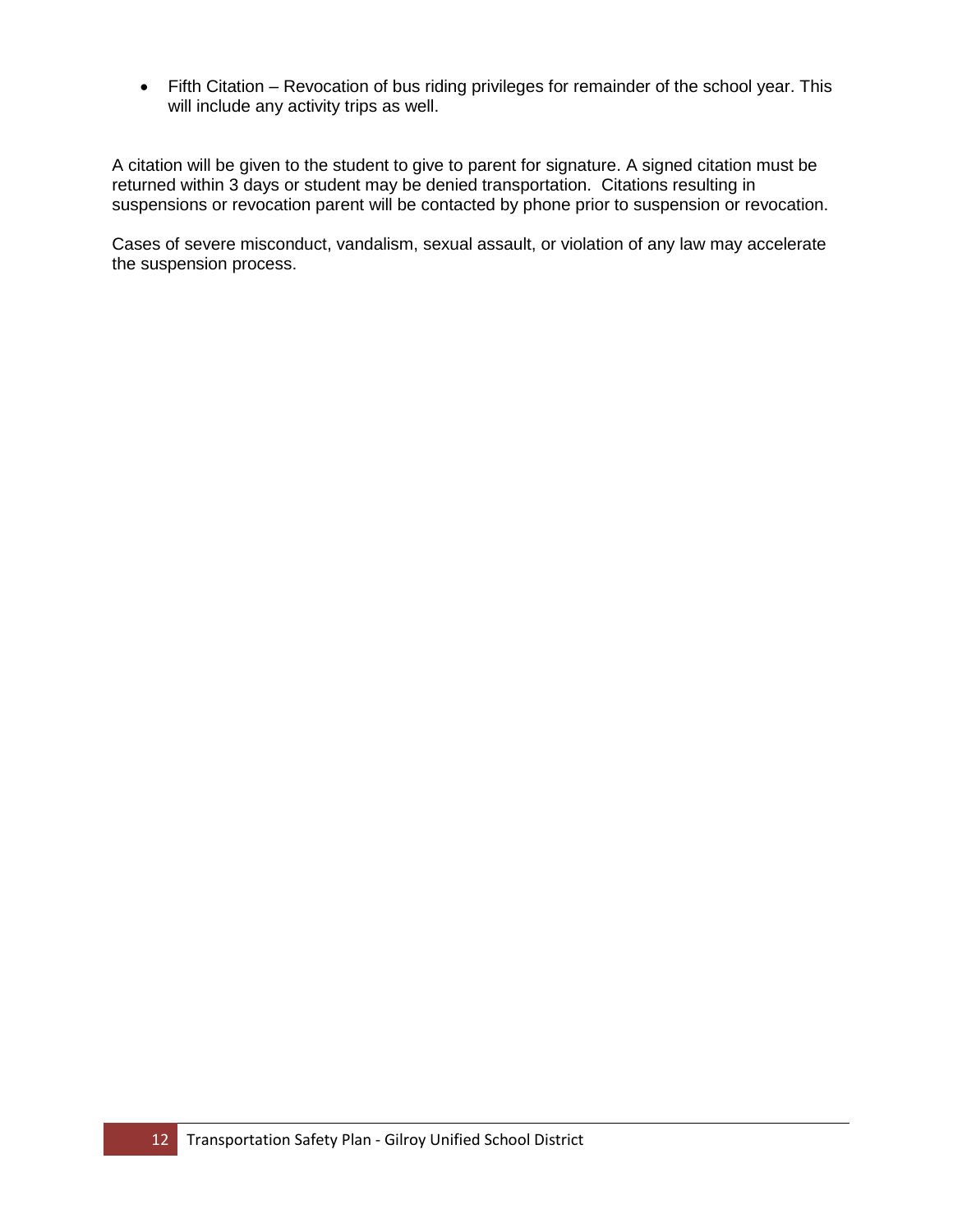- Fifth Citation – Revocation of bus riding privileges for remainder of the school year. This will include any activity trips as well.

A citation will be given to the student to give to parent for signature. A signed citation must be returned within 3 days or student may be denied transportation. Citations resulting in suspensions or revocation parent will be contacted by phone prior to suspension or revocation.

Cases of severe misconduct, vandalism, sexual assault, or violation of any law may accelerate the suspension process.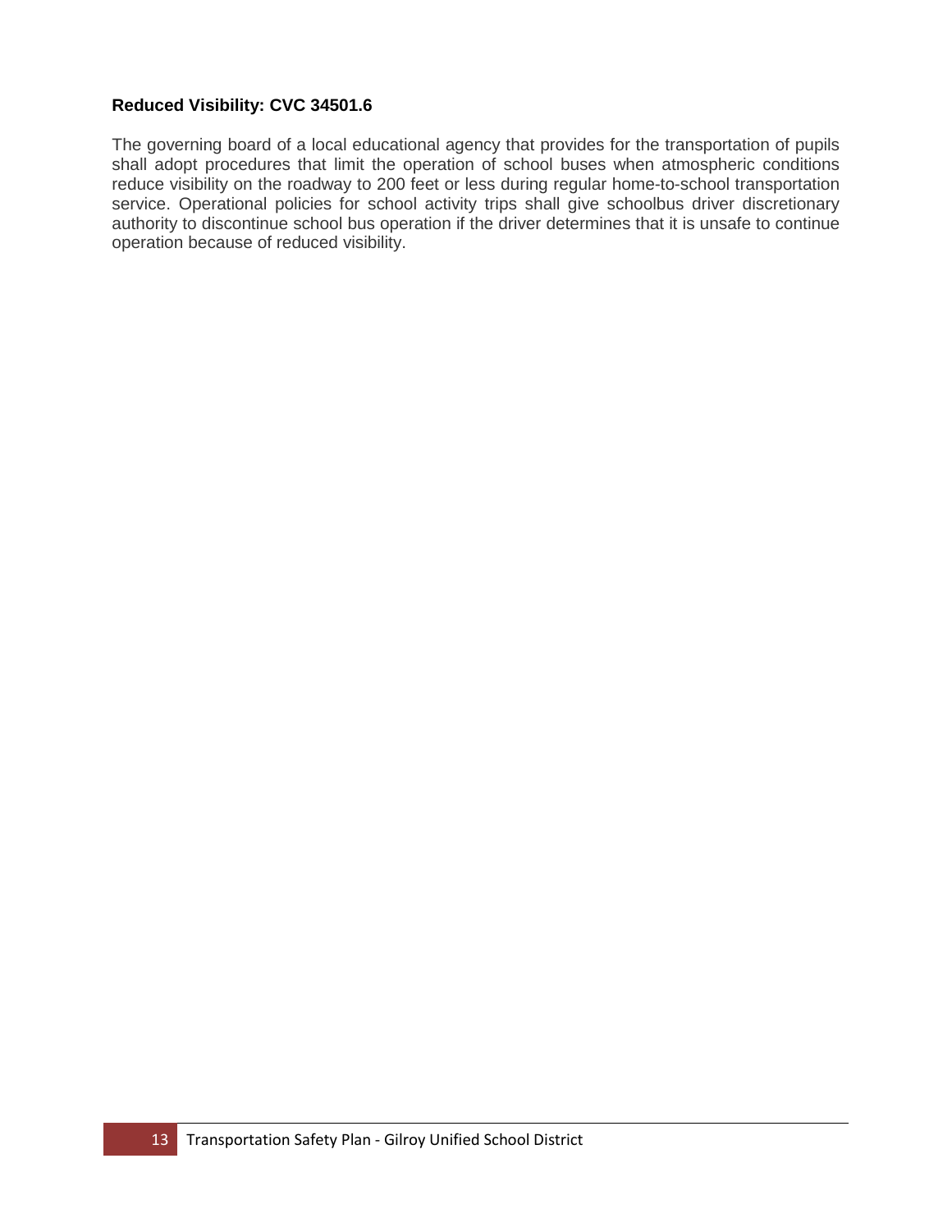**Reduced Visibility: CVC 34501.6**

The governing board of a local educational agency that provides for the transportation of pupils shall adopt procedures that limit the operation of school buses when atmospheric conditions reduce visibility on the roadway to 200 feet or less during regular home-to-school transportation service. Operational policies for school activity trips shall give schoolbus driver discretionary authority to discontinue school bus operation if the driver determines that it is unsafe to continue operation because of reduced visibility.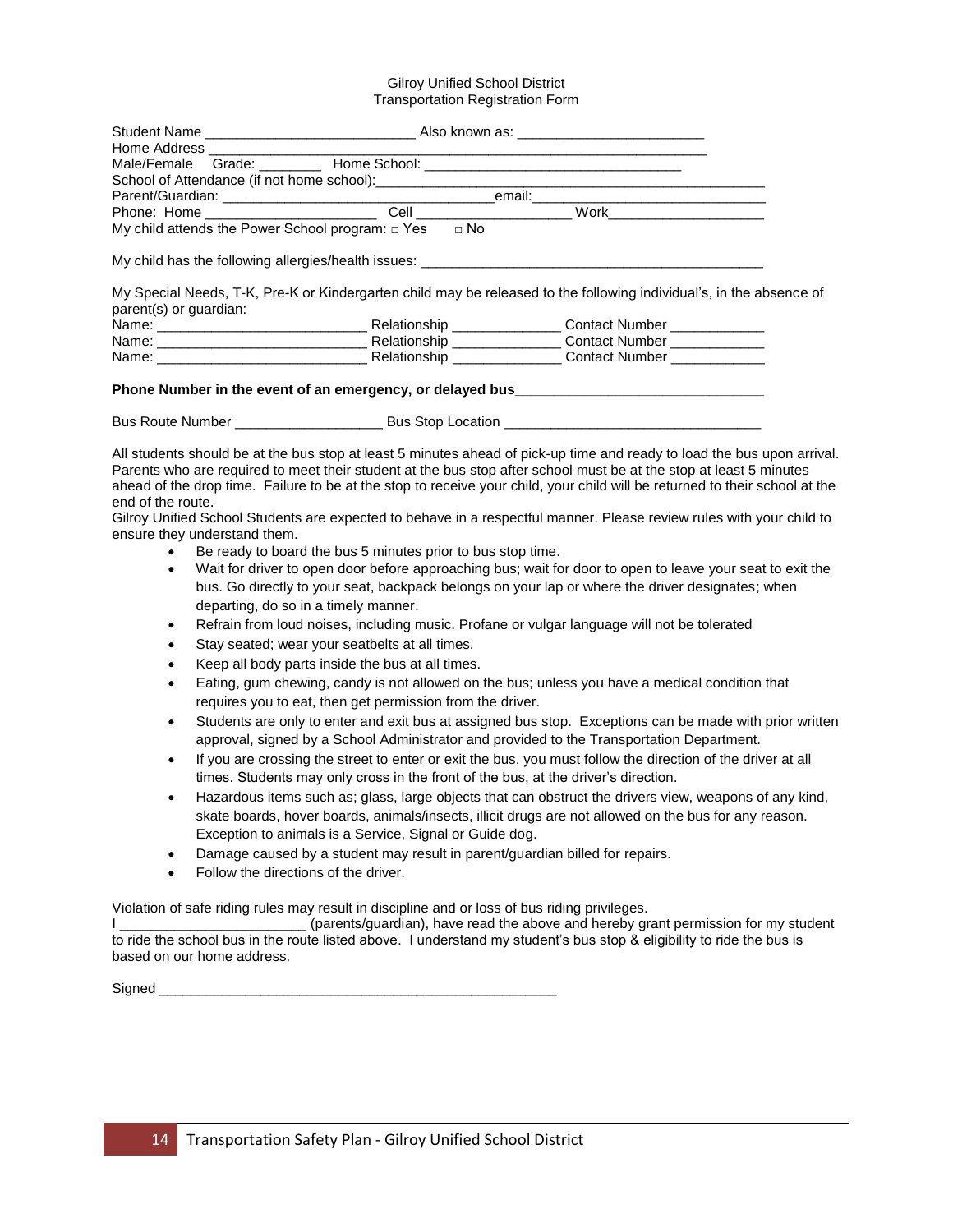Gilroy Unified School District
Transportation Registration Form

Student Name ___________________________ Also known as: ________________________
Home Address _______________________________________________________________
Male/Female Grade: ________ Home School: __________________________________
School of Attendance (if not home school):_______________________________________________
Parent/Guardian: ___________________________________email:______________________________
Phone: Home _______________________ Cell ____________________ Work____________________
My child attends the Power School program: □ Yes □ No

My child has the following allergies/health issues: _____________________________________________

My Special Needs, T-K, Pre-K or Kindergarten child may be released to the following individual's, in the absence of parent(s) or guardian:
Name: ___________________________ Relationship ______________ Contact Number ____________
Name: ___________________________ Relationship ______________ Contact Number ____________
Name: ___________________________ Relationship ______________ Contact Number ____________

**Phone Number in the event of an emergency, or delayed bus_______________________________**

Bus Route Number ___________________ Bus Stop Location _________________________________

All students should be at the bus stop at least 5 minutes ahead of pick-up time and ready to load the bus upon arrival. Parents who are required to meet their student at the bus stop after school must be at the stop at least 5 minutes ahead of the drop time. Failure to be at the stop to receive your child, your child will be returned to their school at the end of the route.
Gilroy Unified School Students are expected to behave in a respectful manner. Please review rules with your child to ensure they understand them.

- Be ready to board the bus 5 minutes prior to bus stop time.
- Wait for driver to open door before approaching bus; wait for door to open to leave your seat to exit the bus. Go directly to your seat, backpack belongs on your lap or where the driver designates; when departing, do so in a timely manner.
- Refrain from loud noises, including music. Profane or vulgar language will not be tolerated
- Stay seated; wear your seatbelts at all times.
- Keep all body parts inside the bus at all times.
- Eating, gum chewing, candy is not allowed on the bus; unless you have a medical condition that requires you to eat, then get permission from the driver.
- Students are only to enter and exit bus at assigned bus stop. Exceptions can be made with prior written approval, signed by a School Administrator and provided to the Transportation Department.
- If you are crossing the street to enter or exit the bus, you must follow the direction of the driver at all times. Students may only cross in the front of the bus, at the driver's direction.
- Hazardous items such as; glass, large objects that can obstruct the drivers view, weapons of any kind, skate boards, hover boards, animals/insects, illicit drugs are not allowed on the bus for any reason. Exception to animals is a Service, Signal or Guide dog.
- Damage caused by a student may result in parent/guardian billed for repairs.
- Follow the directions of the driver.

Violation of safe riding rules may result in discipline and or loss of bus riding privileges.
I ________________________ (parents/guardian), have read the above and hereby grant permission for my student to ride the school bus in the route listed above. I understand my student's bus stop & eligibility to ride the bus is based on our home address.

Signed ____________________________________________________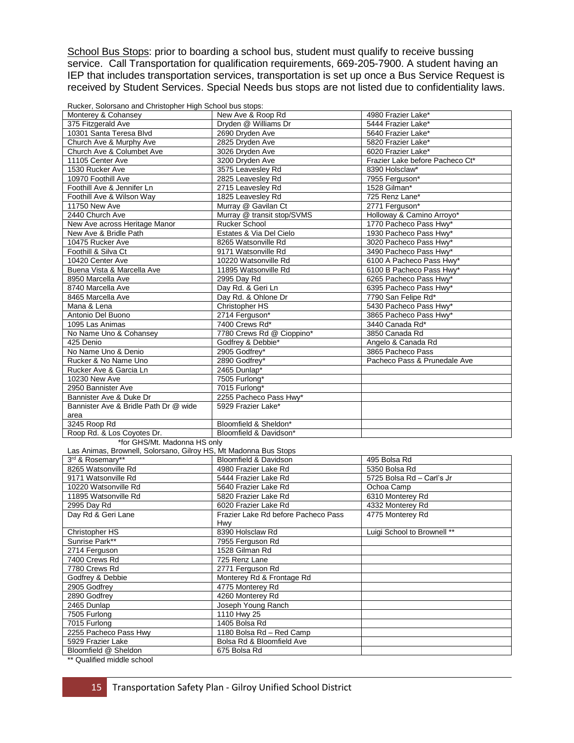<u>School Bus Stops</u>: prior to boarding a school bus, student must qualify to receive bussing service. Call Transportation for qualification requirements, 669-205-7900. A student having an IEP that includes transportation services, transportation is set up once a Bus Service Request is received by Student Services. Special Needs bus stops are not listed due to confidentiality laws.

Rucker, Solorsano and Christopher High School bus stops:

| | | |
|---|---|---|
| Monterey & Cohansey | New Ave & Roop Rd | 4980 Frazier Lake* |
| 375 Fitzgerald Ave | Dryden @ Williams Dr | 5444 Frazier Lake* |
| 10301 Santa Teresa Blvd | 2690 Dryden Ave | 5640 Frazier Lake* |
| Church Ave & Murphy Ave | 2825 Dryden Ave | 5820 Frazier Lake* |
| Church Ave & Columbet Ave | 3026 Dryden Ave | 6020 Frazier Lake* |
| 11105 Center Ave | 3200 Dryden Ave | Frazier Lake before Pacheco Ct* |
| 1530 Rucker Ave | 3575 Leavesley Rd | 8390 Holsclaw* |
| 10970 Foothill Ave | 2825 Leavesley Rd | 7955 Ferguson* |
| Foothill Ave & Jennifer Ln | 2715 Leavesley Rd | 1528 Gilman* |
| Foothill Ave & Wilson Way | 1825 Leavesley Rd | 725 Renz Lane* |
| 11750 New Ave | Murray @ Gavilan Ct | 2771 Ferguson* |
| 2440 Church Ave | Murray @ transit stop/SVMS | Holloway & Camino Arroyo* |
| New Ave across Heritage Manor | Rucker School | 1770 Pacheco Pass Hwy* |
| New Ave & Bridle Path | Estates & Via Del Cielo | 1930 Pacheco Pass Hwy* |
| 10475 Rucker Ave | 8265 Watsonville Rd | 3020 Pacheco Pass Hwy* |
| Foothill & Silva Ct | 9171 Watsonville Rd | 3490 Pacheco Pass Hwy* |
| 10420 Center Ave | 10220 Watsonville Rd | 6100 A Pacheco Pass Hwy* |
| Buena Vista & Marcella Ave | 11895 Watsonville Rd | 6100 B Pacheco Pass Hwy* |
| 8950 Marcella Ave | 2995 Day Rd | 6265 Pacheco Pass Hwy* |
| 8740 Marcella Ave | Day Rd. & Geri Ln | 6395 Pacheco Pass Hwy* |
| 8465 Marcella Ave | Day Rd. & Ohlone Dr | 7790 San Felipe Rd* |
| Mana & Lena | Christopher HS | 5430 Pacheco Pass Hwy* |
| Antonio Del Buono | 2714 Ferguson* | 3865 Pacheco Pass Hwy* |
| 1095 Las Animas | 7400 Crews Rd* | 3440 Canada Rd* |
| No Name Uno & Cohansey | 7780 Crews Rd @ Cioppino* | 3850 Canada Rd |
| 425 Denio | Godfrey & Debbie* | Angelo & Canada Rd |
| No Name Uno & Denio | 2905 Godfrey* | 3865 Pacheco Pass |
| Rucker & No Name Uno | 2890 Godfrey* | Pacheco Pass & Prunedale Ave |
| Rucker Ave & Garcia Ln | 2465 Dunlap* | |
| 10230 New Ave | 7505 Furlong* | |
| 2950 Bannister Ave | 7015 Furlong* | |
| Bannister Ave & Duke Dr | 2255 Pacheco Pass Hwy* | |
| Bannister Ave & Bridle Path Dr @ wide area | 5929 Frazier Lake* | |
| 3245 Roop Rd | Bloomfield & Sheldon* | |
| Roop Rd. & Los Coyotes Dr. | Bloomfield & Davidson* | |

*for GHS/Mt. Madonna HS only

Las Animas, Brownell, Solorsano, Gilroy HS, Mt Madonna Bus Stops

| | | |
|---|---|---|
| 3rd & Rosemary** | Bloomfield & Davidson | 495 Bolsa Rd |
| 8265 Watsonville Rd | 4980 Frazier Lake Rd | 5350 Bolsa Rd |
| 9171 Watsonville Rd | 5444 Frazier Lake Rd | 5725 Bolsa Rd – Carl's Jr |
| 10220 Watsonville Rd | 5640 Frazier Lake Rd | Ochoa Camp |
| 11895 Watsonville Rd | 5820 Frazier Lake Rd | 6310 Monterey Rd |
| 2995 Day Rd | 6020 Frazier Lake Rd | 4332 Monterey Rd |
| Day Rd & Geri Lane | Frazier Lake Rd before Pacheco Pass Hwy | 4775 Monterey Rd |
| Christopher HS | 8390 Holsclaw Rd | Luigi School to Brownell ** |
| Sunrise Park** | 7955 Ferguson Rd | |
| 2714 Ferguson | 1528 Gilman Rd | |
| 7400 Crews Rd | 725 Renz Lane | |
| 7780 Crews Rd | 2771 Ferguson Rd | |
| Godfrey & Debbie | Monterey Rd & Frontage Rd | |
| 2905 Godfrey | 4775 Monterey Rd | |
| 2890 Godfrey | 4260 Monterey Rd | |
| 2465 Dunlap | Joseph Young Ranch | |
| 7505 Furlong | 1110 Hwy 25 | |
| 7015 Furlong | 1405 Bolsa Rd | |
| 2255 Pacheco Pass Hwy | 1180 Bolsa Rd – Red Camp | |
| 5929 Frazier Lake | Bolsa Rd & Bloomfield Ave | |
| Bloomfield @ Sheldon | 675 Bolsa Rd | |

** Qualified middle school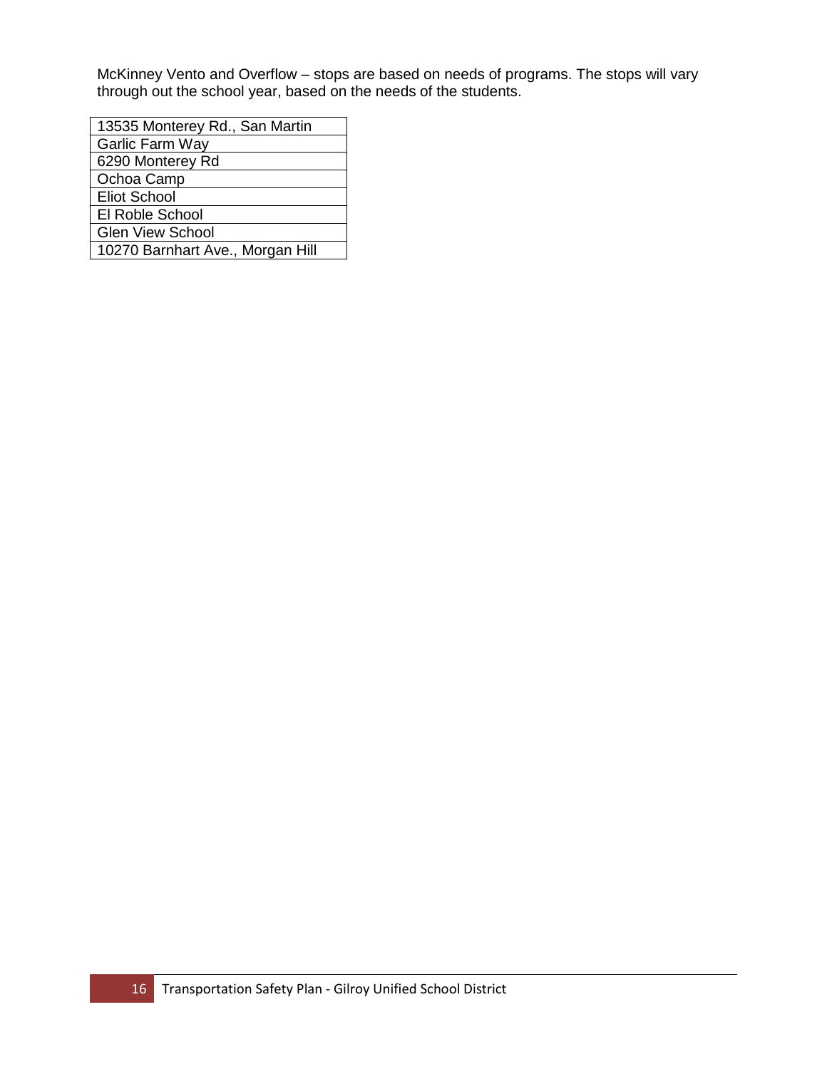McKinney Vento and Overflow – stops are based on needs of programs. The stops will vary through out the school year, based on the needs of the students.

| 13535 Monterey Rd., San Martin |
|---|
| Garlic Farm Way |
| 6290 Monterey Rd |
| Ochoa Camp |
| Eliot School |
| El Roble School |
| Glen View School |
| 10270 Barnhart Ave., Morgan Hill |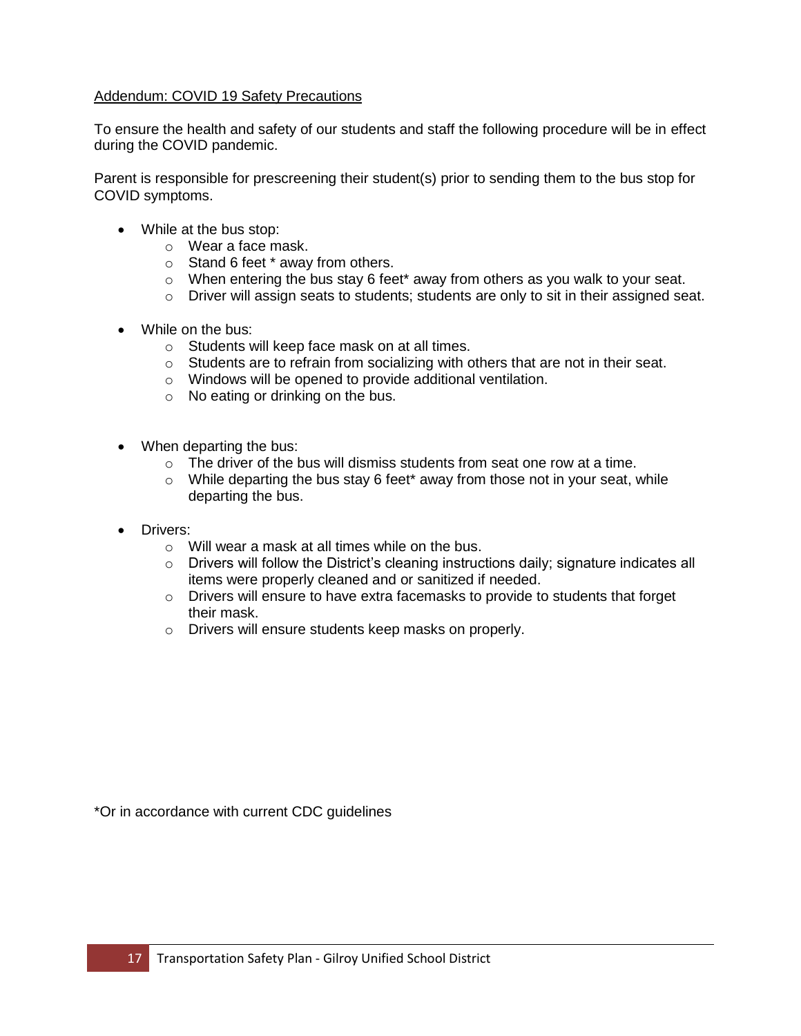## Addendum: COVID 19 Safety Precautions

To ensure the health and safety of our students and staff the following procedure will be in effect during the COVID pandemic.

Parent is responsible for prescreening their student(s) prior to sending them to the bus stop for COVID symptoms.

- While at the bus stop:
  - Wear a face mask.
  - Stand 6 feet * away from others.
  - When entering the bus stay 6 feet* away from others as you walk to your seat.
  - Driver will assign seats to students; students are only to sit in their assigned seat.

- While on the bus:
  - Students will keep face mask on at all times.
  - Students are to refrain from socializing with others that are not in their seat.
  - Windows will be opened to provide additional ventilation.
  - No eating or drinking on the bus.

- When departing the bus:
  - The driver of the bus will dismiss students from seat one row at a time.
  - While departing the bus stay 6 feet* away from those not in your seat, while departing the bus.

- Drivers:
  - Will wear a mask at all times while on the bus.
  - Drivers will follow the District's cleaning instructions daily; signature indicates all items were properly cleaned and or sanitized if needed.
  - Drivers will ensure to have extra facemasks to provide to students that forget their mask.
  - Drivers will ensure students keep masks on properly.

*Or in accordance with current CDC guidelines